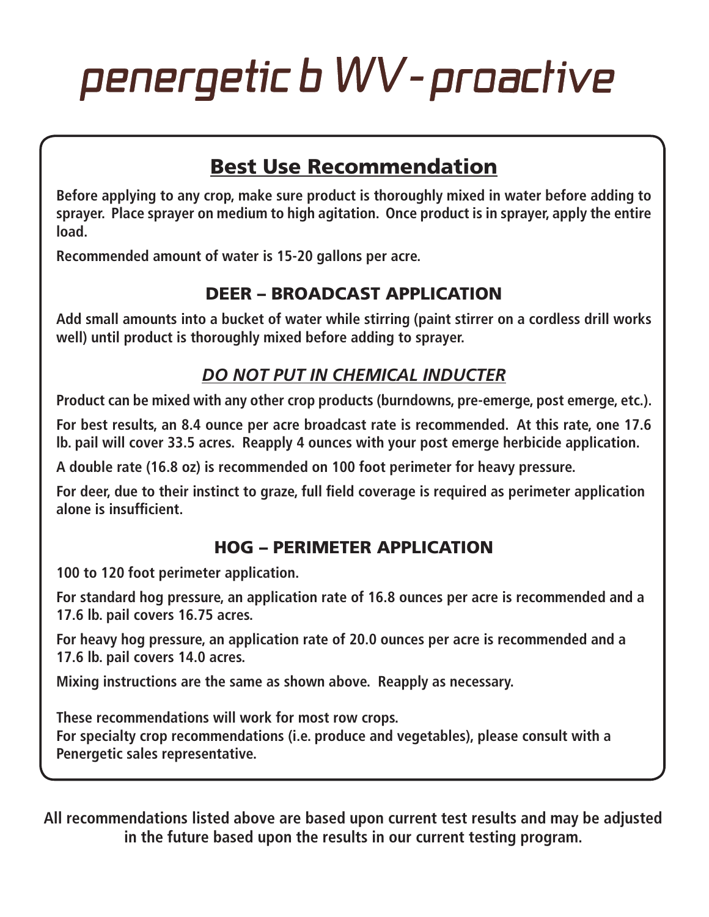# penergetic b WV - proactive

## Best Use Recommendation

**Before applying to any crop, make sure product is thoroughly mixed in water before adding to sprayer. Place sprayer on medium to high agitation. Once product is in sprayer, apply the entire load.**

**Recommended amount of water is 15-20 gallons per acre.**

### DEER – BROADCAST APPLICATION

**Add small amounts into a bucket of water while stirring (paint stirrer on a cordless drill works well) until product is thoroughly mixed before adding to sprayer.**

### *DO NOT PUT IN CHEMICAL INDUCTER*

**Product can be mixed with any other crop products (burndowns, pre-emerge, post emerge, etc.).**

**For best results, an 8.4 ounce per acre broadcast rate is recommended. At this rate, one 17.6 lb. pail will cover 33.5 acres. Reapply 4 ounces with your post emerge herbicide application.**

**A double rate (16.8 oz) is recommended on 100 foot perimeter for heavy pressure.**

**For deer, due to their instinct to graze, full field coverage is required as perimeter application alone is insufficient.**

### HOG – PERIMETER APPLICATION

**100 to 120 foot perimeter application.**

**For standard hog pressure, an application rate of 16.8 ounces per acre is recommended and a 17.6 lb. pail covers 16.75 acres.**

**For heavy hog pressure, an application rate of 20.0 ounces per acre is recommended and a 17.6 lb. pail covers 14.0 acres.**

**Mixing instructions are the same as shown above. Reapply as necessary.**

**These recommendations will work for most row crops.**
**For specialty crop recommendations (i.e. produce and vegetables), please consult with a Penergetic sales representative.**

**All recommendations listed above are based upon current test results and may be adjusted in the future based upon the results in our current testing program.**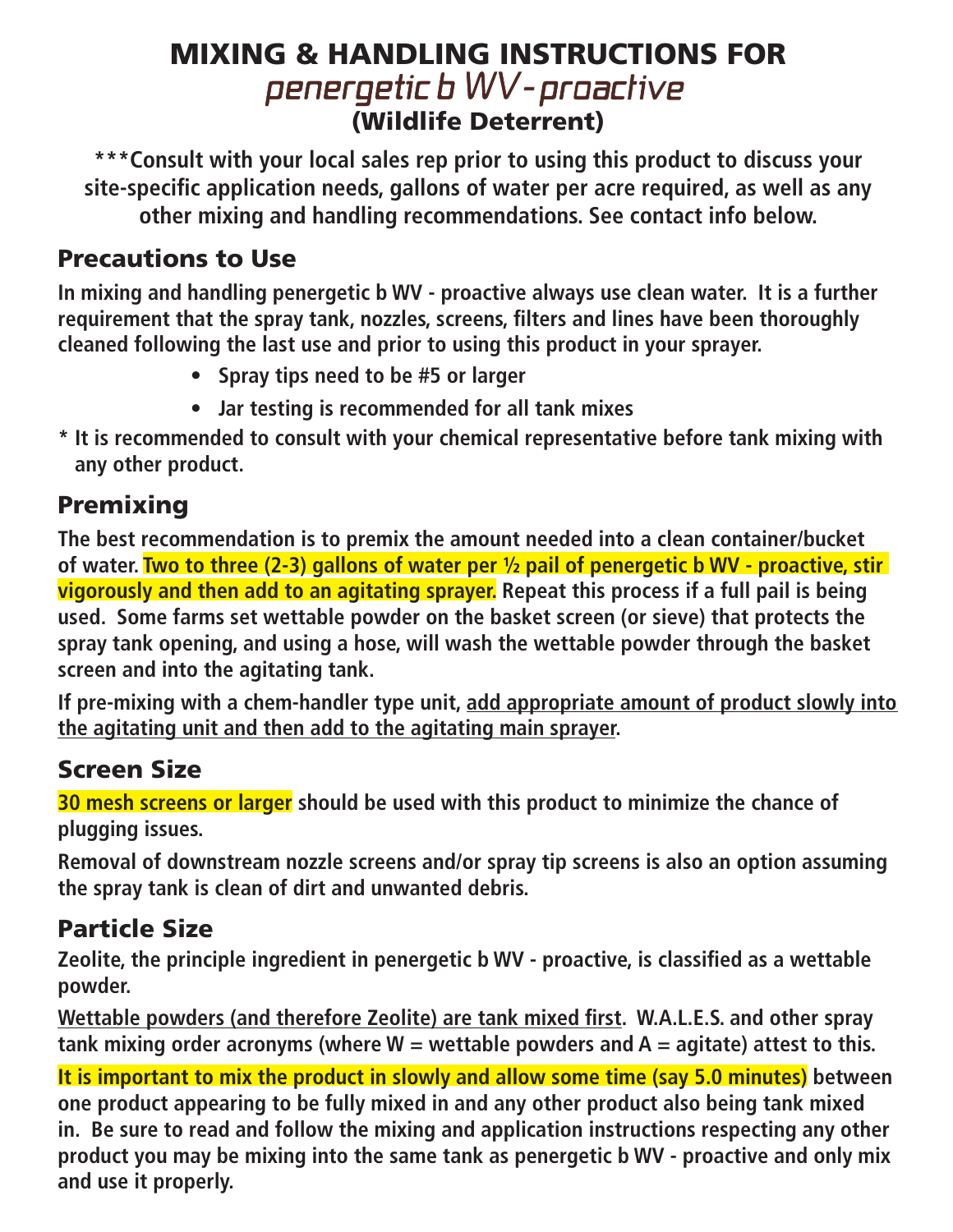# MIXING & HANDLING INSTRUCTIONS FOR
## *penergetic b WV - proactive*
## (Wildlife Deterrent)

**\*\*\*Consult with your local sales rep prior to using this product to discuss your site-specific application needs, gallons of water per acre required, as well as any other mixing and handling recommendations. See contact info below.**

## Precautions to Use

**In mixing and handling penergetic b WV - proactive always use clean water. It is a further requirement that the spray tank, nozzles, screens, filters and lines have been thoroughly cleaned following the last use and prior to using this product in your sprayer.**

- **Spray tips need to be #5 or larger**
- **Jar testing is recommended for all tank mixes**

**\* It is recommended to consult with your chemical representative before tank mixing with any other product.**

## Premixing

**The best recommendation is to premix the amount needed into a clean container/bucket of water. Two to three (2-3) gallons of water per ½ pail of penergetic b WV - proactive, stir vigorously and then add to an agitating sprayer. Repeat this process if a full pail is being used. Some farms set wettable powder on the basket screen (or sieve) that protects the spray tank opening, and using a hose, will wash the wettable powder through the basket screen and into the agitating tank.**

**If pre-mixing with a chem-handler type unit, <u>add appropriate amount of product slowly into the agitating unit and then add to the agitating main sprayer</u>.**

## Screen Size

**30 mesh screens or larger should be used with this product to minimize the chance of plugging issues.**

**Removal of downstream nozzle screens and/or spray tip screens is also an option assuming the spray tank is clean of dirt and unwanted debris.**

## Particle Size

**Zeolite, the principle ingredient in penergetic b WV - proactive, is classified as a wettable powder.**

**<u>Wettable powders (and therefore Zeolite) are tank mixed first</u>. W.A.L.E.S. and other spray tank mixing order acronyms (where W = wettable powders and A = agitate) attest to this.**

**It is important to mix the product in slowly and allow some time (say 5.0 minutes) between one product appearing to be fully mixed in and any other product also being tank mixed in. Be sure to read and follow the mixing and application instructions respecting any other product you may be mixing into the same tank as penergetic b WV - proactive and only mix and use it properly.**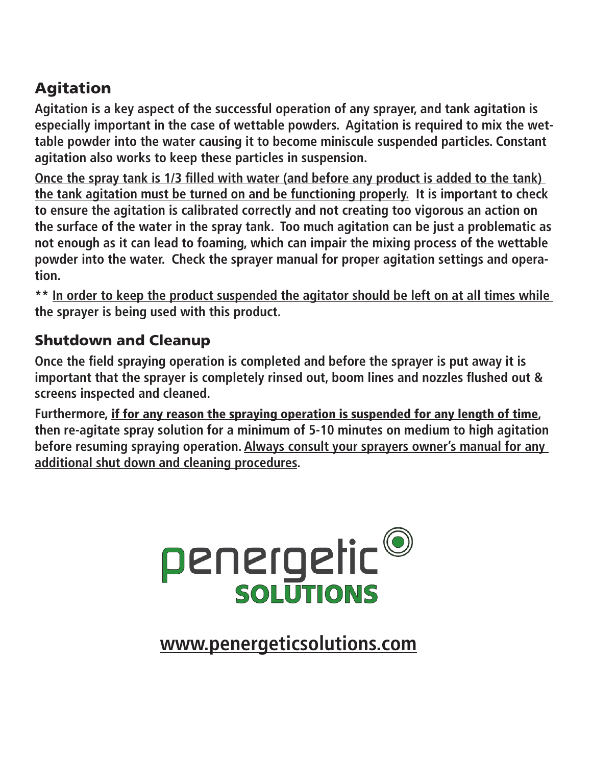## Agitation

**Agitation is a key aspect of the successful operation of any sprayer, and tank agitation is especially important in the case of wettable powders. Agitation is required to mix the wettable powder into the water causing it to become miniscule suspended particles. Constant agitation also works to keep these particles in suspension.**

**Once the spray tank is 1/3 filled with water (and before any product is added to the tank) the tank agitation must be turned on and be functioning properly. It is important to check to ensure the agitation is calibrated correctly and not creating too vigorous an action on the surface of the water in the spray tank. Too much agitation can be just a problematic as not enough as it can lead to foaming, which can impair the mixing process of the wettable powder into the water. Check the sprayer manual for proper agitation settings and operation.**

**** In order to keep the product suspended the agitator should be left on at all times while the sprayer is being used with this product.**

## Shutdown and Cleanup

**Once the field spraying operation is completed and before the sprayer is put away it is important that the sprayer is completely rinsed out, boom lines and nozzles flushed out & screens inspected and cleaned.**

**Furthermore, if for any reason the spraying operation is suspended for any length of time, then re-agitate spray solution for a minimum of 5-10 minutes on medium to high agitation before resuming spraying operation. Always consult your sprayers owner's manual for any additional shut down and cleaning procedures.**

penergetic SOLUTIONS

**www.penergeticsolutions.com**